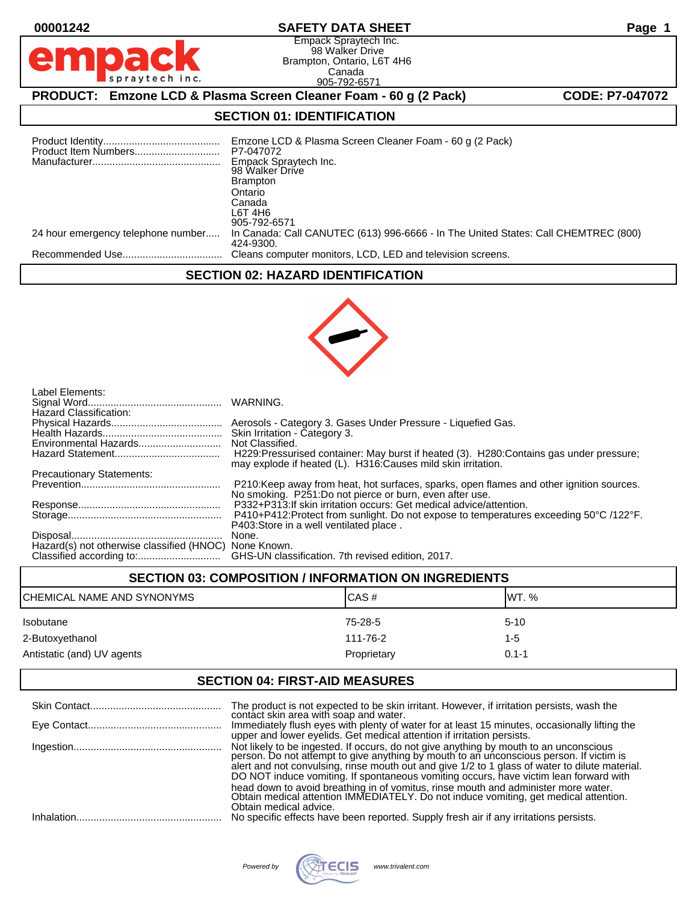# SAFETY DATA SHEET

Empack Spraytech Inc.
98 Walker Drive
Brampton, Ontario, L6T 4H6
Canada
905-792-6571

**PRODUCT: Emzone LCD & Plasma Screen Cleaner Foam - 60 g (2 Pack)** **CODE: P7-047072**

## SECTION 01: IDENTIFICATION

| | |
|---|---|
| Product Identity | Emzone LCD & Plasma Screen Cleaner Foam - 60 g (2 Pack) |
| Product Item Numbers | P7-047072 |
| Manufacturer | Empack Spraytech Inc.<br>98 Walker Drive<br>Brampton<br>Ontario<br>Canada<br>L6T 4H6<br>905-792-6571 |
| 24 hour emergency telephone number | In Canada: Call CANUTEC (613) 996-6666 - In The United States: Call CHEMTREC (800) 424-9300. |
| Recommended Use | Cleans computer monitors, LCD, LED and television screens. |

## SECTION 02: HAZARD IDENTIFICATION

Label Elements:

| | |
|---|---|
| Signal Word | WARNING. |

Hazard Classification:

| | |
|---|---|
| Physical Hazards | Aerosols - Category 3. Gases Under Pressure - Liquefied Gas. |
| Health Hazards | Skin Irritation - Category 3. |
| Environmental Hazards | Not Classified. |
| Hazard Statement | H229:Pressurised container: May burst if heated (3). H280:Contains gas under pressure; may explode if heated (L). H316:Causes mild skin irritation. |

Precautionary Statements:

| | |
|---|---|
| Prevention | P210:Keep away from heat, hot surfaces, sparks, open flames and other ignition sources. No smoking. P251:Do not pierce or burn, even after use. |
| Response | P332+P313:If skin irritation occurs: Get medical advice/attention. |
| Storage | P410+P412:Protect from sunlight. Do not expose to temperatures exceeding 50°C /122°F. P403:Store in a well ventilated place . |
| Disposal | None. |
| Hazard(s) not otherwise classified (HNOC) | None Known. |
| Classified according to: | GHS-UN classification. 7th revised edition, 2017. |

## SECTION 03: COMPOSITION / INFORMATION ON INGREDIENTS

| CHEMICAL NAME AND SYNONYMS | CAS # | WT. % |
|---|---|---|
| Isobutane | 75-28-5 | 5-10 |
| 2-Butoxyethanol | 111-76-2 | 1-5 |
| Antistatic (and) UV agents | Proprietary | 0.1-1 |

## SECTION 04: FIRST-AID MEASURES

| | |
|---|---|
| Skin Contact | The product is not expected to be skin irritant. However, if irritation persists, wash the contact skin area with soap and water. |
| Eye Contact | Immediately flush eyes with plenty of water for at least 15 minutes, occasionally lifting the upper and lower eyelids. Get medical attention if irritation persists. |
| Ingestion | Not likely to be ingested. If occurs, do not give anything by mouth to an unconscious person. Do not attempt to give anything by mouth to an unconscious person. If victim is alert and not convulsing, rinse mouth out and give 1/2 to 1 glass of water to dilute material. DO NOT induce vomiting. If spontaneous vomiting occurs, have victim lean forward with head down to avoid breathing in of vomitus, rinse mouth and administer more water. Obtain medical attention IMMEDIATELY. Do not induce vomiting, get medical attention. Obtain medical advice. |
| Inhalation | No specific effects have been reported. Supply fresh air if any irritations persists. |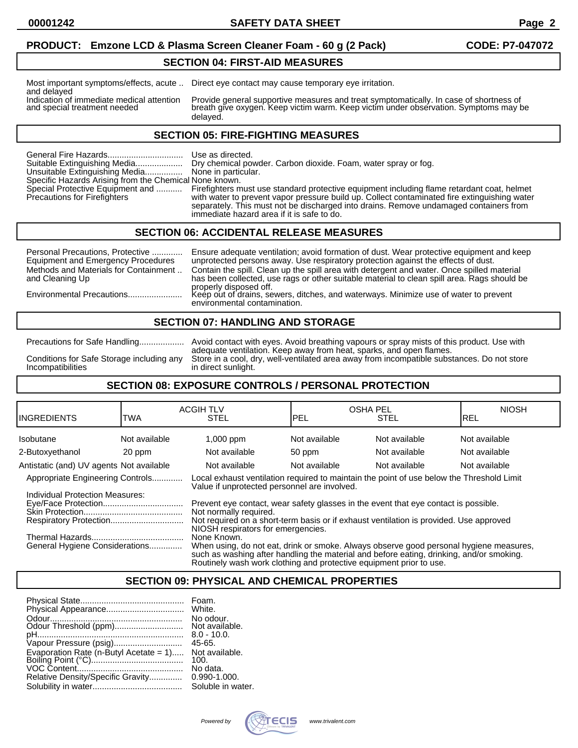**PRODUCT: Emzone LCD & Plasma Screen Cleaner Foam - 60 g (2 Pack) CODE: P7-047072**

## SECTION 04: FIRST-AID MEASURES

Most important symptoms/effects, acute and delayed .. Direct eye contact may cause temporary eye irritation.

Indication of immediate medical attention and special treatment needed: Provide general supportive measures and treat symptomatically. In case of shortness of breath give oxygen. Keep victim warm. Keep victim under observation. Symptoms may be delayed.

## SECTION 05: FIRE-FIGHTING MEASURES

General Fire Hazards................................ Use as directed.

Suitable Extinguishing Media.................... Dry chemical powder. Carbon dioxide. Foam, water spray or fog.

Unsuitable Extinguishing Media................ None in particular.

Specific Hazards Arising from the Chemical None known.

Special Protective Equipment and Precautions for Firefighters ........... Firefighters must use standard protective equipment including flame retardant coat, helmet with water to prevent vapor pressure build up. Collect contaminated fire extinguishing water separately. This must not be discharged into drains. Remove undamaged containers from immediate hazard area if it is safe to do.

## SECTION 06: ACCIDENTAL RELEASE MEASURES

Personal Precautions, Protective Equipment and Emergency Procedures ............. Ensure adequate ventilation; avoid formation of dust. Wear protective equipment and keep unprotected persons away. Use respiratory protection against the effects of dust.

Methods and Materials for Containment and Cleaning Up .. Contain the spill. Clean up the spill area with detergent and water. Once spilled material has been collected, use rags or other suitable material to clean spill area. Rags should be properly disposed off.

Environmental Precautions....................... Keep out of drains, sewers, ditches, and waterways. Minimize use of water to prevent environmental contamination.

## SECTION 07: HANDLING AND STORAGE

Precautions for Safe Handling................... Avoid contact with eyes. Avoid breathing vapours or spray mists of this product. Use with adequate ventilation. Keep away from heat, sparks, and open flames.

Conditions for Safe Storage including any Incompatibilities: Store in a cool, dry, well-ventilated area away from incompatible substances. Do not store in direct sunlight.

## SECTION 08: EXPOSURE CONTROLS / PERSONAL PROTECTION

| INGREDIENTS | ACGIH TLV TWA | ACGIH TLV STEL | OSHA PEL PEL | OSHA PEL STEL | NIOSH REL |
|---|---|---|---|---|---|
| Isobutane | Not available | 1,000 ppm | Not available | Not available | Not available |
| 2-Butoxyethanol | 20 ppm | Not available | 50 ppm | Not available | Not available |
| Antistatic (and) UV agents | Not available | Not available | Not available | Not available | Not available |

Appropriate Engineering Controls............. Local exhaust ventilation required to maintain the point of use below the Threshold Limit Value if unprotected personnel are involved.

Individual Protection Measures:

Eye/Face Protection................................. Prevent eye contact, wear safety glasses in the event that eye contact is possible.

Skin Protection.......................................... Not normally required.

Respiratory Protection............................... Not required on a short-term basis or if exhaust ventilation is provided. Use approved NIOSH respirators for emergencies.

Thermal Hazards...................................... None Known.

General Hygiene Considerations.............. When using, do not eat, drink or smoke. Always observe good personal hygiene measures, such as washing after handling the material and before eating, drinking, and/or smoking. Routinely wash work clothing and protective equipment prior to use.

## SECTION 09: PHYSICAL AND CHEMICAL PROPERTIES

Physical State........................................... Foam.

Physical Appearance................................. White.

Odour........................................................ No odour.

Odour Threshold (ppm)............................ Not available.

pH............................................................. 8.0 - 10.0.

Vapour Pressure (psig)............................. 45-65.

Evaporation Rate (n-Butyl Acetate = 1)..... Not available.

Boiling Point (°C)....................................... 100.

VOC Content............................................. No data.

Relative Density/Specific Gravity.............. 0.990-1.000.

Solubility in water...................................... Soluble in water.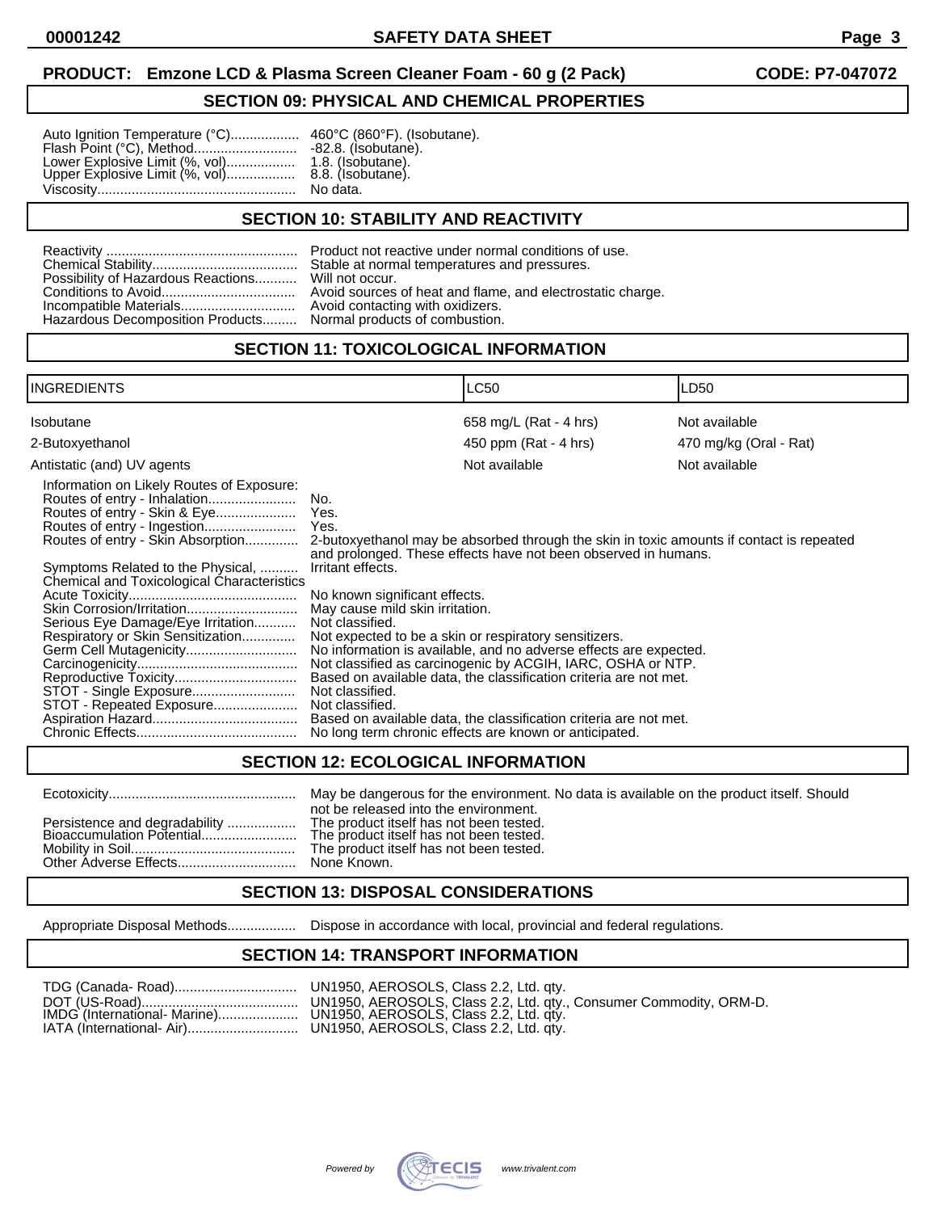## SECTION 09: PHYSICAL AND CHEMICAL PROPERTIES

| | |
|---|---|
| Auto Ignition Temperature (°C) | 460°C (860°F). (Isobutane). |
| Flash Point (°C), Method | -82.8. (Isobutane). |
| Lower Explosive Limit (%, vol) | 1.8. (Isobutane). |
| Upper Explosive Limit (%, vol) | 8.8. (Isobutane). |
| Viscosity | No data. |

## SECTION 10: STABILITY AND REACTIVITY

| | |
|---|---|
| Reactivity | Product not reactive under normal conditions of use. |
| Chemical Stability | Stable at normal temperatures and pressures. |
| Possibility of Hazardous Reactions | Will not occur. |
| Conditions to Avoid | Avoid sources of heat and flame, and electrostatic charge. |
| Incompatible Materials | Avoid contacting with oxidizers. |
| Hazardous Decomposition Products | Normal products of combustion. |

## SECTION 11: TOXICOLOGICAL INFORMATION

| INGREDIENTS | LC50 | LD50 |
|---|---|---|
| Isobutane | 658 mg/L (Rat - 4 hrs) | Not available |
| 2-Butoxyethanol | 450 ppm (Rat - 4 hrs) | 470 mg/kg (Oral - Rat) |
| Antistatic (and) UV agents | Not available | Not available |

Information on Likely Routes of Exposure:

| | |
|---|---|
| Routes of entry - Inhalation | No. |
| Routes of entry - Skin & Eye | Yes. |
| Routes of entry - Ingestion | Yes. |
| Routes of entry - Skin Absorption | 2-butoxyethanol may be absorbed through the skin in toxic amounts if contact is repeated and prolonged. These effects have not been observed in humans. |
| Symptoms Related to the Physical, Chemical and Toxicological Characteristics | Irritant effects. |
| Acute Toxicity | No known significant effects. |
| Skin Corrosion/Irritation | May cause mild skin irritation. |
| Serious Eye Damage/Eye Irritation | Not classified. |
| Respiratory or Skin Sensitization | Not expected to be a skin or respiratory sensitizers. |
| Germ Cell Mutagenicity | No information is available, and no adverse effects are expected. |
| Carcinogenicity | Not classified as carcinogenic by ACGIH, IARC, OSHA or NTP. |
| Reproductive Toxicity | Based on available data, the classification criteria are not met. |
| STOT - Single Exposure | Not classified. |
| STOT - Repeated Exposure | Not classified. |
| Aspiration Hazard | Based on available data, the classification criteria are not met. |
| Chronic Effects | No long term chronic effects are known or anticipated. |

## SECTION 12: ECOLOGICAL INFORMATION

| | |
|---|---|
| Ecotoxicity | May be dangerous for the environment. No data is available on the product itself. Should not be released into the environment. |
| Persistence and degradability | The product itself has not been tested. |
| Bioaccumulation Potential | The product itself has not been tested. |
| Mobility in Soil | The product itself has not been tested. |
| Other Adverse Effects | None Known. |

## SECTION 13: DISPOSAL CONSIDERATIONS

| | |
|---|---|
| Appropriate Disposal Methods | Dispose in accordance with local, provincial and federal regulations. |

## SECTION 14: TRANSPORT INFORMATION

| | |
|---|---|
| TDG (Canada- Road) | UN1950, AEROSOLS, Class 2.2, Ltd. qty. |
| DOT (US-Road) | UN1950, AEROSOLS, Class 2.2, Ltd. qty., Consumer Commodity, ORM-D. |
| IMDG (International- Marine) | UN1950, AEROSOLS, Class 2.2, Ltd. qty. |
| IATA (International- Air) | UN1950, AEROSOLS, Class 2.2, Ltd. qty. |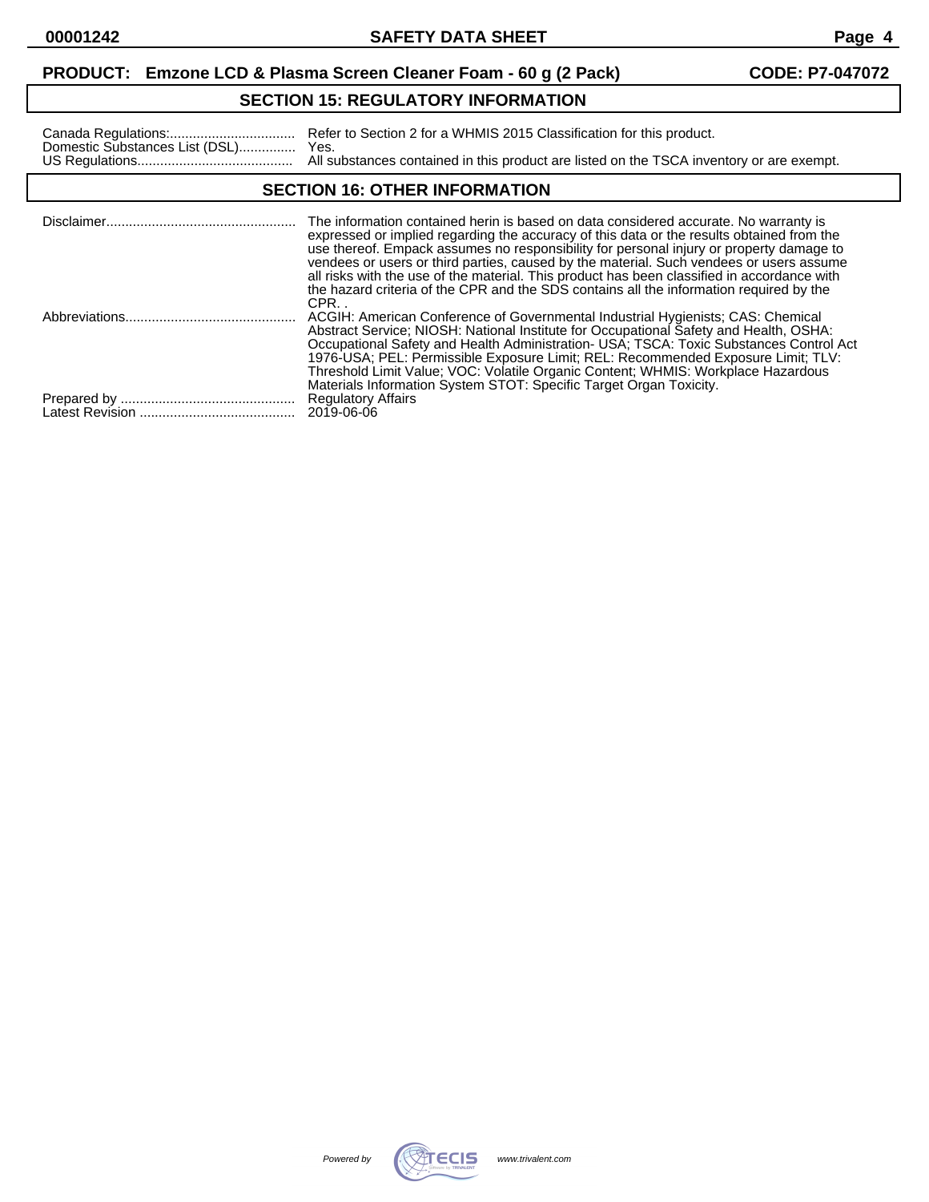## SECTION 15: REGULATORY INFORMATION

| | |
|---|---|
| Canada Regulations: | Refer to Section 2 for a WHMIS 2015 Classification for this product. |
| Domestic Substances List (DSL) | Yes. |
| US Regulations | All substances contained in this product are listed on the TSCA inventory or are exempt. |

## SECTION 16: OTHER INFORMATION

| | |
|---|---|
| Disclaimer | The information contained herin is based on data considered accurate. No warranty is expressed or implied regarding the accuracy of this data or the results obtained from the use thereof. Empack assumes no responsibility for personal injury or property damage to vendees or users or third parties, caused by the material. Such vendees or users assume all risks with the use of the material. This product has been classified in accordance with the hazard criteria of the CPR and the SDS contains all the information required by the CPR. . |
| Abbreviations | ACGIH: American Conference of Governmental Industrial Hygienists; CAS: Chemical Abstract Service; NIOSH: National Institute for Occupational Safety and Health, OSHA: Occupational Safety and Health Administration- USA; TSCA: Toxic Substances Control Act 1976-USA; PEL: Permissible Exposure Limit; REL: Recommended Exposure Limit; TLV: Threshold Limit Value; VOC: Volatile Organic Content; WHMIS: Workplace Hazardous Materials Information System STOT: Specific Target Organ Toxicity. |
| Prepared by | Regulatory Affairs |
| Latest Revision | 2019-06-06 |